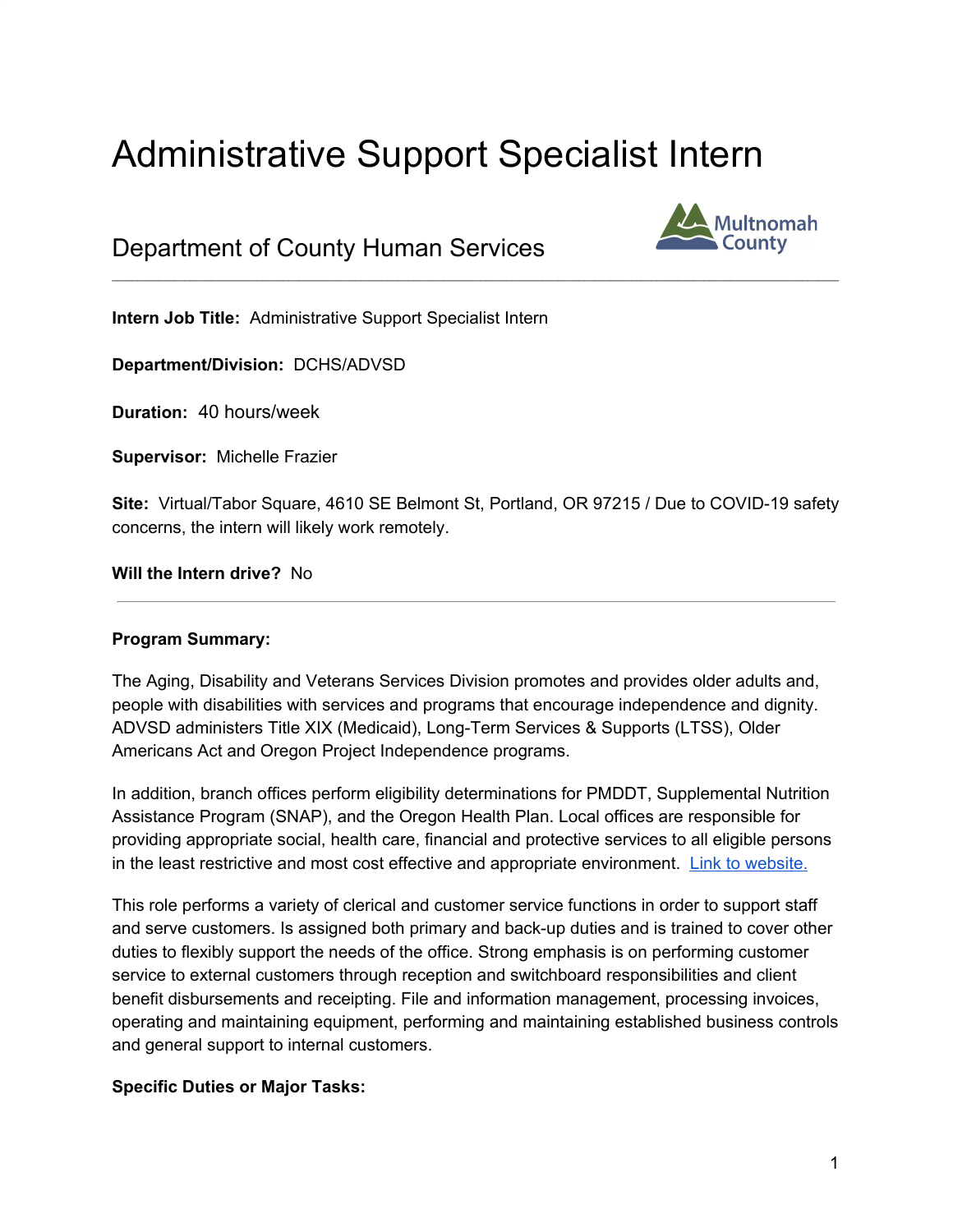# Administrative Support Specialist Intern

## Department of County Human Services

Multnomah County

---

**Intern Job Title:** Administrative Support Specialist Intern

**Department/Division:** DCHS/ADVSD

**Duration:** 40 hours/week

**Supervisor:** Michelle Frazier

**Site:** Virtual/Tabor Square, 4610 SE Belmont St, Portland, OR 97215 / Due to COVID-19 safety concerns, the intern will likely work remotely.

**Will the Intern drive?** No

---

**Program Summary:**

The Aging, Disability and Veterans Services Division promotes and provides older adults and, people with disabilities with services and programs that encourage independence and dignity. ADVSD administers Title XIX (Medicaid), Long-Term Services & Supports (LTSS), Older Americans Act and Oregon Project Independence programs.

In addition, branch offices perform eligibility determinations for PMDDT, Supplemental Nutrition Assistance Program (SNAP), and the Oregon Health Plan. Local offices are responsible for providing appropriate social, health care, financial and protective services to all eligible persons in the least restrictive and most cost effective and appropriate environment. [Link to website.]

This role performs a variety of clerical and customer service functions in order to support staff and serve customers. Is assigned both primary and back-up duties and is trained to cover other duties to flexibly support the needs of the office. Strong emphasis is on performing customer service to external customers through reception and switchboard responsibilities and client benefit disbursements and receipting. File and information management, processing invoices, operating and maintaining equipment, performing and maintaining established business controls and general support to internal customers.

**Specific Duties or Major Tasks:**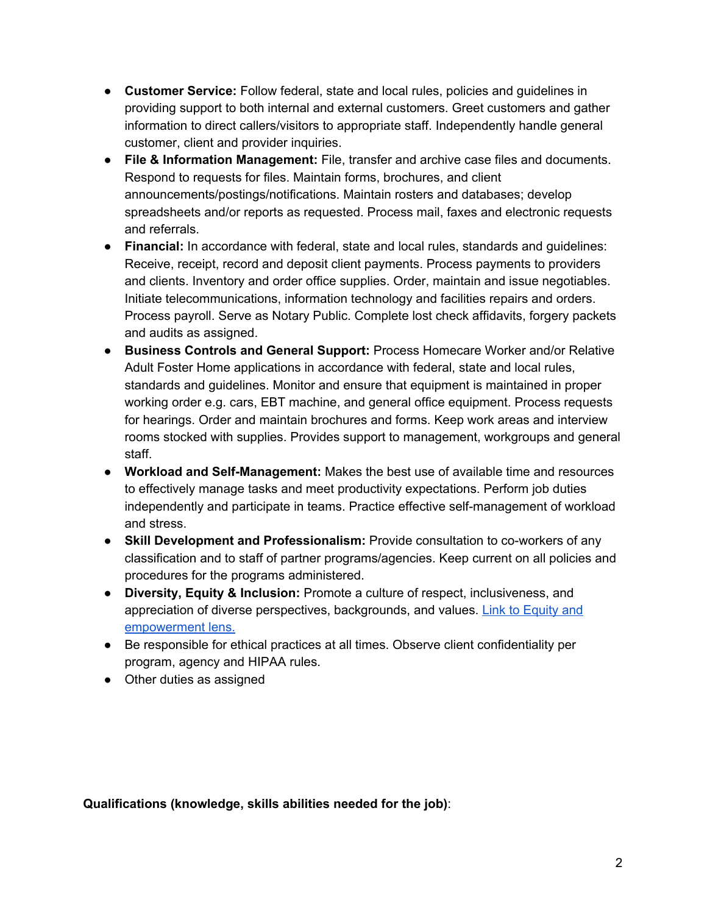- **Customer Service:** Follow federal, state and local rules, policies and guidelines in providing support to both internal and external customers. Greet customers and gather information to direct callers/visitors to appropriate staff. Independently handle general customer, client and provider inquiries.
- **File & Information Management:** File, transfer and archive case files and documents. Respond to requests for files. Maintain forms, brochures, and client announcements/postings/notifications. Maintain rosters and databases; develop spreadsheets and/or reports as requested. Process mail, faxes and electronic requests and referrals.
- **Financial:** In accordance with federal, state and local rules, standards and guidelines: Receive, receipt, record and deposit client payments. Process payments to providers and clients. Inventory and order office supplies. Order, maintain and issue negotiables. Initiate telecommunications, information technology and facilities repairs and orders. Process payroll. Serve as Notary Public. Complete lost check affidavits, forgery packets and audits as assigned.
- **Business Controls and General Support:** Process Homecare Worker and/or Relative Adult Foster Home applications in accordance with federal, state and local rules, standards and guidelines. Monitor and ensure that equipment is maintained in proper working order e.g. cars, EBT machine, and general office equipment. Process requests for hearings. Order and maintain brochures and forms. Keep work areas and interview rooms stocked with supplies. Provides support to management, workgroups and general staff.
- **Workload and Self-Management:** Makes the best use of available time and resources to effectively manage tasks and meet productivity expectations. Perform job duties independently and participate in teams. Practice effective self-management of workload and stress.
- **Skill Development and Professionalism:** Provide consultation to co-workers of any classification and to staff of partner programs/agencies. Keep current on all policies and procedures for the programs administered.
- **Diversity, Equity & Inclusion:** Promote a culture of respect, inclusiveness, and appreciation of diverse perspectives, backgrounds, and values. Link to Equity and empowerment lens.
- Be responsible for ethical practices at all times. Observe client confidentiality per program, agency and HIPAA rules.
- Other duties as assigned

**Qualifications (knowledge, skills abilities needed for the job)**: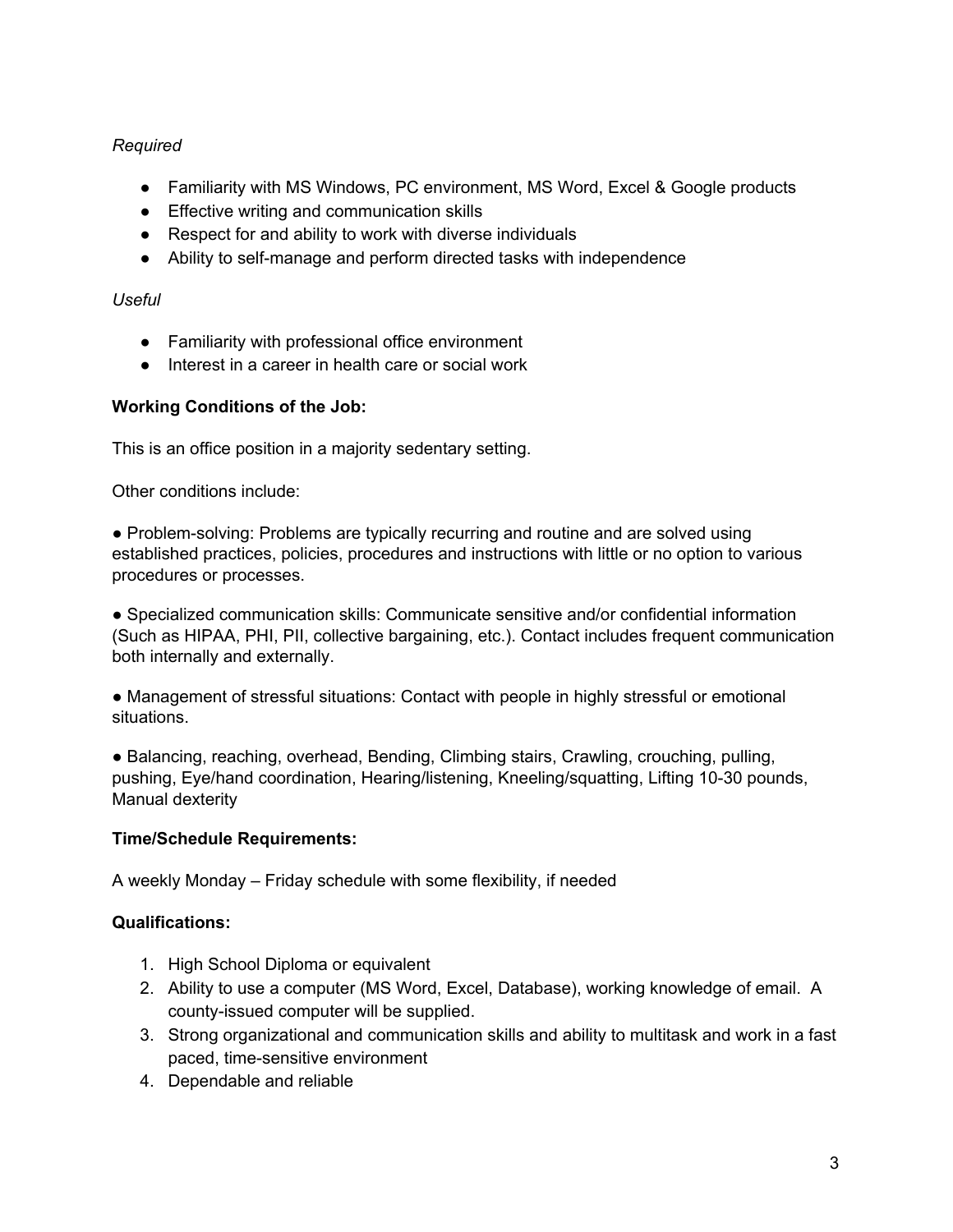*Required*

- Familiarity with MS Windows, PC environment, MS Word, Excel & Google products
- Effective writing and communication skills
- Respect for and ability to work with diverse individuals
- Ability to self-manage and perform directed tasks with independence

*Useful*

- Familiarity with professional office environment
- Interest in a career in health care or social work

**Working Conditions of the Job:**

This is an office position in a majority sedentary setting.

Other conditions include:

● Problem-solving: Problems are typically recurring and routine and are solved using established practices, policies, procedures and instructions with little or no option to various procedures or processes.

● Specialized communication skills: Communicate sensitive and/or confidential information (Such as HIPAA, PHI, PII, collective bargaining, etc.). Contact includes frequent communication both internally and externally.

● Management of stressful situations: Contact with people in highly stressful or emotional situations.

● Balancing, reaching, overhead, Bending, Climbing stairs, Crawling, crouching, pulling, pushing, Eye/hand coordination, Hearing/listening, Kneeling/squatting, Lifting 10-30 pounds, Manual dexterity

**Time/Schedule Requirements:**

A weekly Monday – Friday schedule with some flexibility, if needed

**Qualifications:**

1. High School Diploma or equivalent
2. Ability to use a computer (MS Word, Excel, Database), working knowledge of email. A county-issued computer will be supplied.
3. Strong organizational and communication skills and ability to multitask and work in a fast paced, time-sensitive environment
4. Dependable and reliable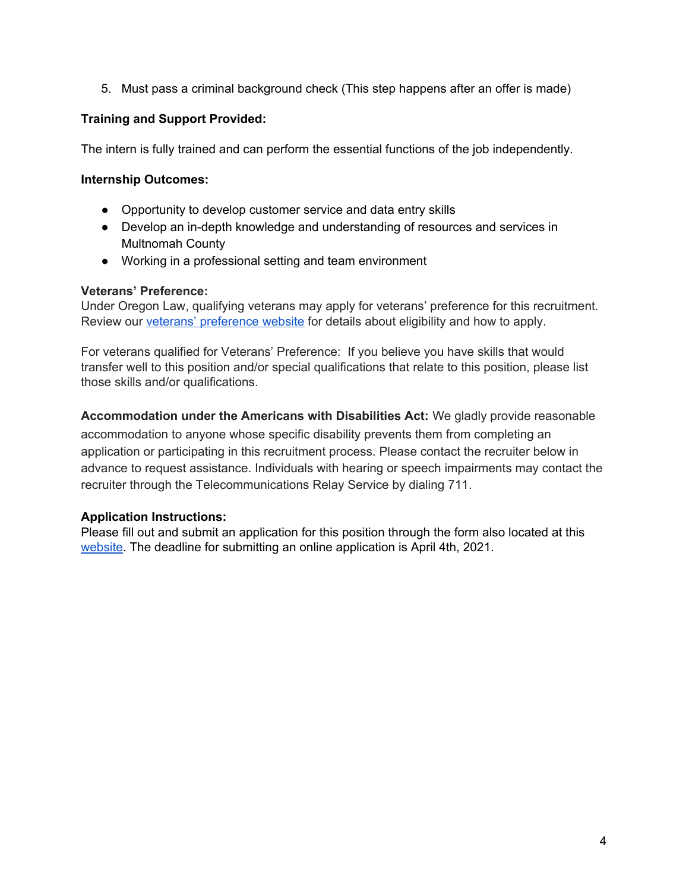5. Must pass a criminal background check (This step happens after an offer is made)

**Training and Support Provided:**

The intern is fully trained and can perform the essential functions of the job independently.

**Internship Outcomes:**

- Opportunity to develop customer service and data entry skills
- Develop an in-depth knowledge and understanding of resources and services in Multnomah County
- Working in a professional setting and team environment

**Veterans' Preference:**
Under Oregon Law, qualifying veterans may apply for veterans' preference for this recruitment. Review our veterans' preference website for details about eligibility and how to apply.

For veterans qualified for Veterans' Preference: If you believe you have skills that would transfer well to this position and/or special qualifications that relate to this position, please list those skills and/or qualifications.

**Accommodation under the Americans with Disabilities Act:** We gladly provide reasonable accommodation to anyone whose specific disability prevents them from completing an application or participating in this recruitment process. Please contact the recruiter below in advance to request assistance. Individuals with hearing or speech impairments may contact the recruiter through the Telecommunications Relay Service by dialing 711.

**Application Instructions:**
Please fill out and submit an application for this position through the form also located at this website. The deadline for submitting an online application is April 4th, 2021.